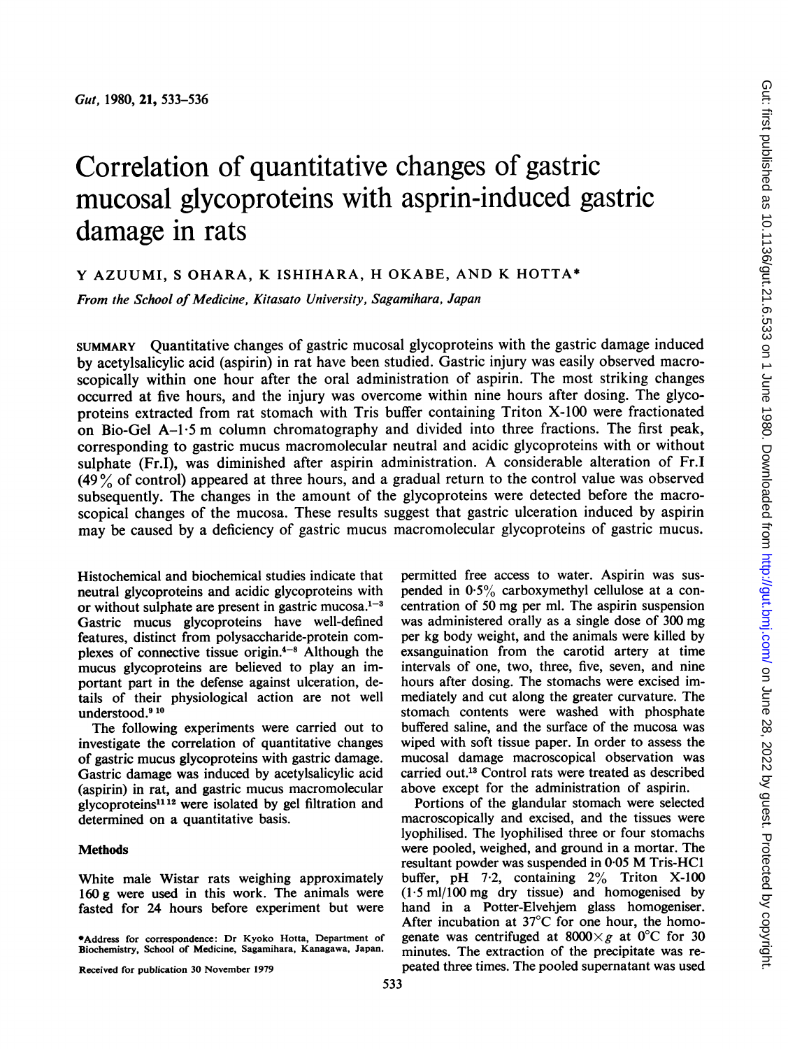# Correlation of quantitative changes of gastric mucosal glycoproteins with asprin-induced gastric damage in rats

Y AZUUMI, S OHARA, K ISHIHARA, H OKABE, AND K HOTTA*

*From the School of Medicine, Kitasato University, Sagamihara, Japan*

SUMMARY Quantitative changes of gastric mucosal glycoproteins with the gastric damage induced by acetylsalicylic acid (aspirin) in rat have been studied. Gastric injury was easily observed macroscopically within one hour after the oral administration of aspirin. The most striking changes occurred at five hours, and the injury was overcome within nine hours after dosing. The glycoproteins extracted from rat stomach with Tris buffer containing Triton X-100 were fractionated on Bio-Gel A–1·5 m column chromatography and divided into three fractions. The first peak, corresponding to gastric mucus macromolecular neutral and acidic glycoproteins with or without sulphate (Fr.I), was diminished after aspirin administration. A considerable alteration of Fr.I (49% of control) appeared at three hours, and a gradual return to the control value was observed subsequently. The changes in the amount of the glycoproteins were detected before the macroscopical changes of the mucosa. These results suggest that gastric ulceration induced by aspirin may be caused by a deficiency of gastric mucus macromolecular glycoproteins of gastric mucus.

Histochemical and biochemical studies indicate that neutral glycoproteins and acidic glycoproteins with or without sulphate are present in gastric mucosa.[1–3] Gastric mucus glycoproteins have well-defined features, distinct from polysaccharide-protein complexes of connective tissue origin.[4–8] Although the mucus glycoproteins are believed to play an important part in the defense against ulceration, details of their physiological action are not well understood.[9 10]

The following experiments were carried out to investigate the correlation of quantitative changes of gastric mucus glycoproteins with gastric damage. Gastric damage was induced by acetylsalicylic acid (aspirin) in rat, and gastric mucus macromolecular glycoproteins[11 12] were isolated by gel filtration and determined on a quantitative basis.

## Methods

White male Wistar rats weighing approximately 160 g were used in this work. The animals were fasted for 24 hours before experiment but were permitted free access to water. Aspirin was suspended in 0·5% carboxymethyl cellulose at a concentration of 50 mg per ml. The aspirin suspension was administered orally as a single dose of 300 mg per kg body weight, and the animals were killed by exsanguination from the carotid artery at time intervals of one, two, three, five, seven, and nine hours after dosing. The stomachs were excised immediately and cut along the greater curvature. The stomach contents were washed with phosphate buffered saline, and the surface of the mucosa was wiped with soft tissue paper. In order to assess the mucosal damage macroscopical observation was carried out.[13] Control rats were treated as described above except for the administration of aspirin.

Portions of the glandular stomach were selected macroscopically and excised, and the tissues were lyophilised. The lyophilised three or four stomachs were pooled, weighed, and ground in a mortar. The resultant powder was suspended in 0·05 M Tris-HCl buffer, pH 7·2, containing 2% Triton X-100 (1·5 ml/100 mg dry tissue) and homogenised by hand in a Potter-Elvehjem glass homogeniser. After incubation at 37°C for one hour, the homogenate was centrifuged at 8000×*g* at 0°C for 30 minutes. The extraction of the precipitate was repeated three times. The pooled supernatant was used

*Address for correspondence: Dr Kyoko Hotta, Department of Biochemistry, School of Medicine, Sagamihara, Kanagawa, Japan.

Received for publication 30 November 1979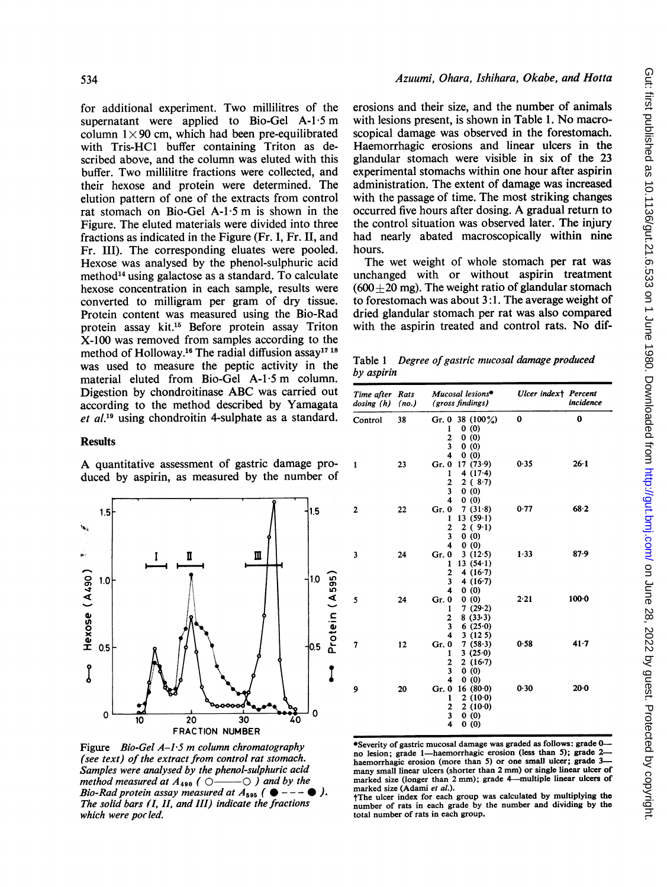for additional experiment. Two millilitres of the supernatant were applied to Bio-Gel A-1·5 m column 1×90 cm, which had been pre-equilibrated with Tris-HCl buffer containing Triton as described above, and the column was eluted with this buffer. Two millilitre fractions were collected, and their hexose and protein were determined. The elution pattern of one of the extracts from control rat stomach on Bio-Gel A-1·5 m is shown in the Figure. The eluted materials were divided into three fractions as indicated in the Figure (Fr. I, Fr. II, and Fr. III). The corresponding eluates were pooled. Hexose was analysed by the phenol-sulphuric acid method[14] using galactose as a standard. To calculate hexose concentration in each sample, results were converted to milligram per gram of dry tissue. Protein content was measured using the Bio-Rad protein assay kit.[15] Before protein assay Triton X-100 was removed from samples according to the method of Holloway.[16] The radial diffusion assay[17 18] was used to measure the peptic activity in the material eluted from Bio-Gel A-1·5 m column. Digestion by chondroitinase ABC was carried out according to the method described by Yamagata *et al.*[19] using chondroitin 4-sulphate as a standard.

## Results

A quantitative assessment of gastric damage produced by aspirin, as measured by the number of erosions and their size, and the number of animals with lesions present, is shown in Table 1. No macroscopical damage was observed in the forestomach. Haemorrhagic erosions and linear ulcers in the glandular stomach were visible in six of the 23 experimental stomachs within one hour after aspirin administration. The extent of damage was increased with the passage of time. The most striking changes occurred five hours after dosing. A gradual return to the control situation was observed later. The injury had nearly abated macroscopically within nine hours.

The wet weight of whole stomach per rat was unchanged with or without aspirin treatment (600±20 mg). The weight ratio of glandular stomach to forestomach was about 3:1. The average weight of dried glandular stomach per rat was also compared with the aspirin treated and control rats. No dif-

*Figure Bio-Gel A-1·5 m column chromatography (see text) of the extract from control rat stomach. Samples were analysed by the phenol-sulphuric acid method measured at $A_{490}$ (○——○) and by the Bio-Rad protein assay measured at $A_{595}$ (●---●). The solid bars (I, II, and III) indicate the fractions which were pooled.*

Table 1 *Degree of gastric mucosal damage produced by aspirin*

| Time after dosing (h) | Rats (no.) | Mucosal lesions* (gross findings) | Ulcer index† | Percent incidence |
|---|---|---|---|---|
| Control | 38 | Gr. 0 38 (100%) | 0 | 0 |
| | | 1 0 (0) | | |
| | | 2 0 (0) | | |
| | | 3 0 (0) | | |
| | | 4 0 (0) | | |
| 1 | 23 | Gr. 0 17 (73·9) | 0·35 | 26·1 |
| | | 1 4 (17·4) | | |
| | | 2 2 (8·7) | | |
| | | 3 0 (0) | | |
| | | 4 0 (0) | | |
| 2 | 22 | Gr. 0 7 (31·8) | 0·77 | 68·2 |
| | | 1 13 (59·1) | | |
| | | 2 2 (9·1) | | |
| | | 3 0 (0) | | |
| | | 4 0 (0) | | |
| 3 | 24 | Gr. 0 3 (12·5) | 1·33 | 87·9 |
| | | 1 13 (54·1) | | |
| | | 2 4 (16·7) | | |
| | | 3 4 (16·7) | | |
| | | 4 0 (0) | | |
| 5 | 24 | Gr. 0 0 (0) | 2·21 | 100·0 |
| | | 1 7 (29·2) | | |
| | | 2 8 (33·3) | | |
| | | 3 6 (25·0) | | |
| | | 4 3 (12·5) | | |
| 7 | 12 | Gr. 0 7 (58·3) | 0·58 | 41·7 |
| | | 1 3 (25·0) | | |
| | | 2 2 (16·7) | | |
| | | 3 0 (0) | | |
| | | 4 0 (0) | | |
| 9 | 20 | Gr. 0 16 (80·0) | 0·30 | 20·0 |
| | | 1 2 (10·0) | | |
| | | 2 2 (10·0) | | |
| | | 3 0 (0) | | |
| | | 4 0 (0) | | |

*Severity of gastric mucosal damage was graded as follows: grade 0—no lesion; grade 1—haemorrhagic erosion (less than 5); grade 2—haemorrhagic erosion (more than 5) or one small ulcer; grade 3—many small linear ulcers (shorter than 2 mm) or single linear ulcer of marked size (longer than 2 mm); grade 4—multiple linear ulcers of marked size (Adami *et al.*).

†The ulcer index for each group was calculated by multiplying the number of rats in each grade by the number and dividing by the total number of rats in each group.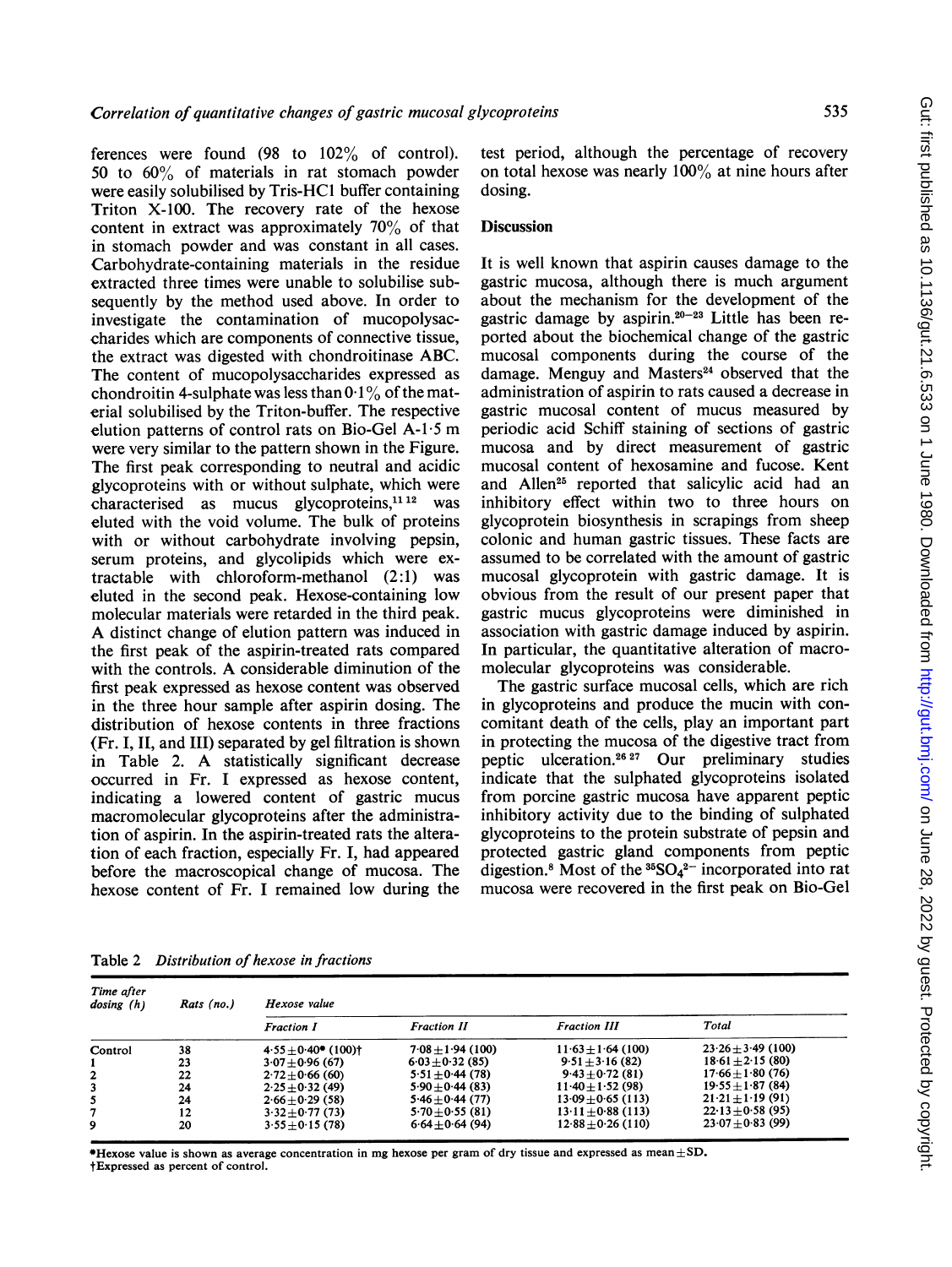ferences were found (98 to 102% of control). 50 to 60% of materials in rat stomach powder were easily solubilised by Tris-HCl buffer containing Triton X-100. The recovery rate of the hexose content in extract was approximately 70% of that in stomach powder and was constant in all cases. Carbohydrate-containing materials in the residue extracted three times were unable to solubilise subsequently by the method used above. In order to investigate the contamination of mucopolysaccharides which are components of connective tissue, the extract was digested with chondroitinase ABC. The content of mucopolysaccharides expressed as chondroitin 4-sulphate was less than 0·1% of the material solubilised by the Triton-buffer. The respective elution patterns of control rats on Bio-Gel A-1·5 m were very similar to the pattern shown in the Figure. The first peak corresponding to neutral and acidic glycoproteins with or without sulphate, which were characterised as mucus glycoproteins,[11 12] was eluted with the void volume. The bulk of proteins with or without carbohydrate involving pepsin, serum proteins, and glycolipids which were extractable with chloroform-methanol (2:1) was eluted in the second peak. Hexose-containing low molecular materials were retarded in the third peak. A distinct change of elution pattern was induced in the first peak of the aspirin-treated rats compared with the controls. A considerable diminution of the first peak expressed as hexose content was observed in the three hour sample after aspirin dosing. The distribution of hexose contents in three fractions (Fr. I, II, and III) separated by gel filtration is shown in Table 2. A statistically significant decrease occurred in Fr. I expressed as hexose content, indicating a lowered content of gastric mucus macromolecular glycoproteins after the administration of aspirin. In the aspirin-treated rats the alteration of each fraction, especially Fr. I, had appeared before the macroscopical change of mucosa. The hexose content of Fr. I remained low during the test period, although the percentage of recovery on total hexose was nearly 100% at nine hours after dosing.

## Discussion

It is well known that aspirin causes damage to the gastric mucosa, although there is much argument about the mechanism for the development of the gastric damage by aspirin.[20–23] Little has been reported about the biochemical change of the gastric mucosal components during the course of the damage. Menguy and Masters[24] observed that the administration of aspirin to rats caused a decrease in gastric mucosal content of mucus measured by periodic acid Schiff staining of sections of gastric mucosa and by direct measurement of gastric mucosal content of hexosamine and fucose. Kent and Allen[25] reported that salicylic acid had an inhibitory effect within two to three hours on glycoprotein biosynthesis in scrapings from sheep colonic and human gastric tissues. These facts are assumed to be correlated with the amount of gastric mucosal glycoprotein with gastric damage. It is obvious from the result of our present paper that gastric mucus glycoproteins were diminished in association with gastric damage induced by aspirin. In particular, the quantitative alteration of macromolecular glycoproteins was considerable.

The gastric surface mucosal cells, which are rich in glycoproteins and produce the mucin with concomitant death of the cells, play an important part in protecting the mucosa of the digestive tract from peptic ulceration.[26 27] Our preliminary studies indicate that the sulphated glycoproteins isolated from porcine gastric mucosa have apparent peptic inhibitory activity due to the binding of sulphated glycoproteins to the protein substrate of pepsin and protected gastric gland components from peptic digestion.[8] Most of the $^{35}SO_4^{2-}$ incorporated into rat mucosa were recovered in the first peak on Bio-Gel

Table 2 *Distribution of hexose in fractions*

| Time after dosing (h) | Rats (no.) | Hexose value | | | |
|---|---|---|---|---|---|
| | | Fraction I | Fraction II | Fraction III | Total |
| Control | 38 | 4·55±0·40* (100)† | 7·08±1·94 (100) | 11·63±1·64 (100) | 23·26±3·49 (100) |
| 1 | 23 | 3·07±0·96 (67) | 6·03±0·32 (85) | 9·51±3·16 (82) | 18·61±2·15 (80) |
| 2 | 22 | 2·72±0·66 (60) | 5·51±0·44 (78) | 9·43±0·72 (81) | 17·66±1·80 (76) |
| 3 | 24 | 2·25±0·32 (49) | 5·90±0·44 (83) | 11·40±1·52 (98) | 19·55±1·87 (84) |
| 5 | 24 | 2·66±0·29 (58) | 5·46±0·44 (77) | 13·09±0·65 (113) | 21·21±1·19 (91) |
| 7 | 12 | 3·32±0·77 (73) | 5·70±0·55 (81) | 13·11±0·88 (113) | 22·13±0·58 (95) |
| 9 | 20 | 3·55±0·15 (78) | 6·64±0·64 (94) | 12·88±0·26 (110) | 23·07±0·83 (99) |

*Hexose value is shown as average concentration in mg hexose per gram of dry tissue and expressed as mean±SD.
†Expressed as percent of control.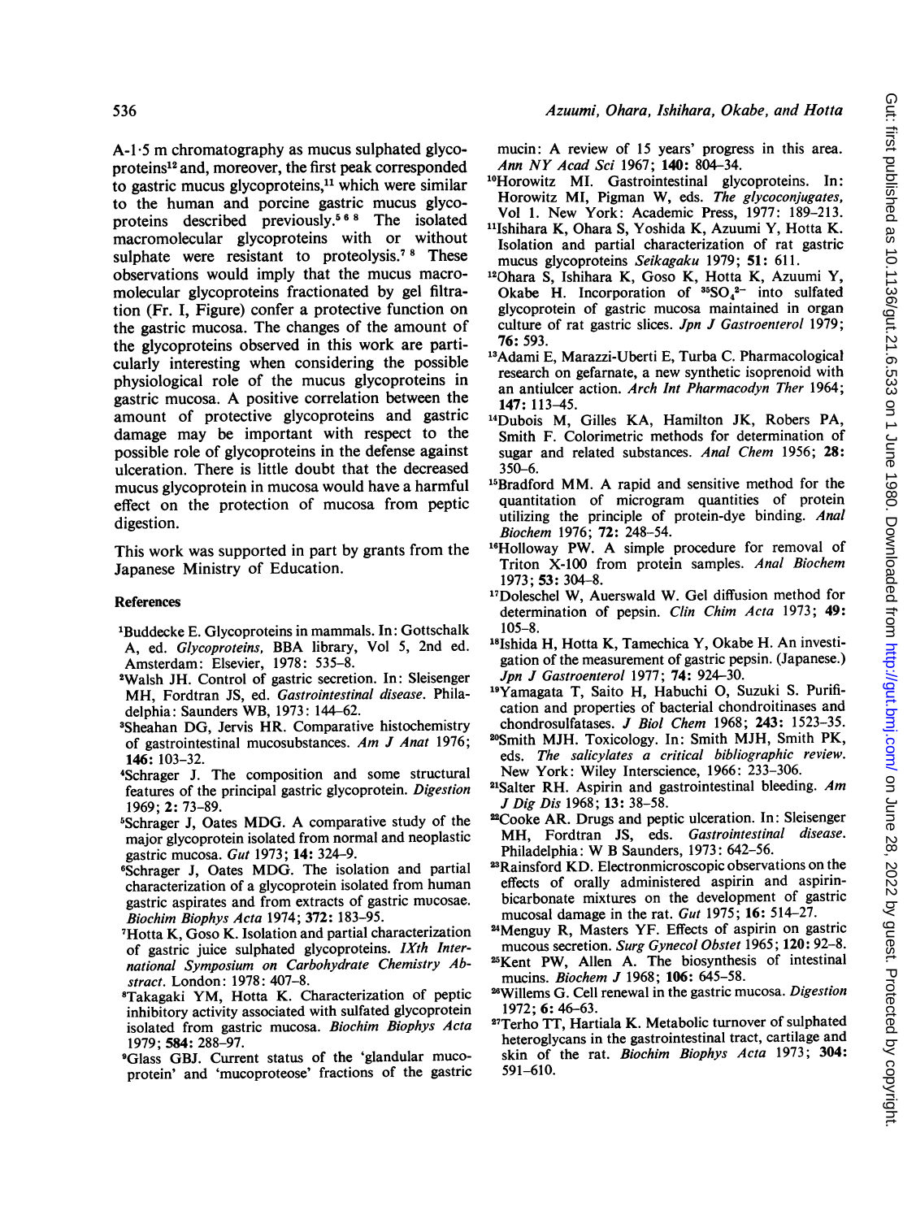A-1·5 m chromatography as mucus sulphated glycoproteins[12] and, moreover, the first peak corresponded to gastric mucus glycoproteins,[11] which were similar to the human and porcine gastric mucus glycoproteins described previously.[5 6 8] The isolated macromolecular glycoproteins with or without sulphate were resistant to proteolysis.[7 8] These observations would imply that the mucus macromolecular glycoproteins fractionated by gel filtration (Fr. I, Figure) confer a protective function on the gastric mucosa. The changes of the amount of the glycoproteins observed in this work are particularly interesting when considering the possible physiological role of the mucus glycoproteins in gastric mucosa. A positive correlation between the amount of protective glycoproteins and gastric damage may be important with respect to the possible role of glycoproteins in the defense against ulceration. There is little doubt that the decreased mucus glycoprotein in mucosa would have a harmful effect on the protection of mucosa from peptic digestion.

This work was supported in part by grants from the Japanese Ministry of Education.

## References

1. Buddecke E. Glycoproteins in mammals. In: Gottschalk A, ed. *Glycoproteins*, BBA library, Vol 5, 2nd ed. Amsterdam: Elsevier, 1978: 535–8.
2. Walsh JH. Control of gastric secretion. In: Sleisenger MH, Fordtran JS, ed. *Gastrointestinal disease*. Philadelphia: Saunders WB, 1973: 144–62.
3. Sheahan DG, Jervis HR. Comparative histochemistry of gastrointestinal mucosubstances. *Am J Anat* 1976; **146**: 103–32.
4. Schrager J. The composition and some structural features of the principal gastric glycoprotein. *Digestion* 1969; **2**: 73–89.
5. Schrager J, Oates MDG. A comparative study of the major glycoprotein isolated from normal and neoplastic gastric mucosa. *Gut* 1973; **14**: 324–9.
6. Schrager J, Oates MDG. The isolation and partial characterization of a glycoprotein isolated from human gastric aspirates and from extracts of gastric mucosae. *Biochim Biophys Acta* 1974; **372**: 183–95.
7. Hotta K, Goso K. Isolation and partial characterization of gastric juice sulphated glycoproteins. *IXth International Symposium on Carbohydrate Chemistry Abstract*. London: 1978: 407–8.
8. Takagaki YM, Hotta K. Characterization of peptic inhibitory activity associated with sulfated glycoprotein isolated from gastric mucosa. *Biochim Biophys Acta* 1979; **584**: 288–97.
9. Glass GBJ. Current status of the 'glandular mucoprotein' and 'mucoproteose' fractions of the gastric mucin: A review of 15 years' progress in this area. *Ann NY Acad Sci* 1967; **140**: 804–34.
10. Horowitz MI. Gastrointestinal glycoproteins. In: Horowitz MI, Pigman W, eds. *The glycoconjugates*, Vol 1. New York: Academic Press, 1977: 189–213.
11. Ishihara K, Ohara S, Yoshida K, Azuumi Y, Hotta K. Isolation and partial characterization of rat gastric mucus glycoproteins *Seikagaku* 1979; **51**: 611.
12. Ohara S, Ishihara K, Goso K, Hotta K, Azuumi Y, Okabe H. Incorporation of $^{35}SO_4^{2-}$ into sulfated glycoprotein of gastric mucosa maintained in organ culture of rat gastric slices. *Jpn J Gastroenterol* 1979; **76**: 593.
13. Adami E, Marazzi-Uberti E, Turba C. Pharmacological research on gefarnate, a new synthetic isoprenoid with an antiulcer action. *Arch Int Pharmacodyn Ther* 1964; **147**: 113–45.
14. Dubois M, Gilles KA, Hamilton JK, Robers PA, Smith F. Colorimetric methods for determination of sugar and related substances. *Anal Chem* 1956; **28**: 350–6.
15. Bradford MM. A rapid and sensitive method for the quantitation of microgram quantities of protein utilizing the principle of protein-dye binding. *Anal Biochem* 1976; **72**: 248–54.
16. Holloway PW. A simple procedure for removal of Triton X-100 from protein samples. *Anal Biochem* 1973; **53**: 304–8.
17. Doleschel W, Auerswald W. Gel diffusion method for determination of pepsin. *Clin Chim Acta* 1973; **49**: 105–8.
18. Ishida H, Hotta K, Tamechica Y, Okabe H. An investigation of the measurement of gastric pepsin. (Japanese.) *Jpn J Gastroenterol* 1977; **74**: 924–30.
19. Yamagata T, Saito H, Habuchi O, Suzuki S. Purification and properties of bacterial chondroitinases and chondrosulfatases. *J Biol Chem* 1968; **243**: 1523–35.
20. Smith MJH. Toxicology. In: Smith MJH, Smith PK, eds. *The salicylates a critical bibliographic review*. New York: Wiley Interscience, 1966: 233–306.
21. Salter RH. Aspirin and gastrointestinal bleeding. *Am J Dig Dis* 1968; **13**: 38–58.
22. Cooke AR. Drugs and peptic ulceration. In: Sleisenger MH, Fordtran JS, eds. *Gastrointestinal disease*. Philadelphia: W B Saunders, 1973: 642–56.
23. Rainsford KD. Electronmicroscopic observations on the effects of orally administered aspirin and aspirin-bicarbonate mixtures on the development of gastric mucosal damage in the rat. *Gut* 1975; **16**: 514–27.
24. Menguy R, Masters YF. Effects of aspirin on gastric mucous secretion. *Surg Gynecol Obstet* 1965; **120**: 92–8.
25. Kent PW, Allen A. The biosynthesis of intestinal mucins. *Biochem J* 1968; **106**: 645–58.
26. Willems G. Cell renewal in the gastric mucosa. *Digestion* 1972; **6**: 46–63.
27. Terho TT, Hartiala K. Metabolic turnover of sulphated heteroglycans in the gastrointestinal tract, cartilage and skin of the rat. *Biochim Biophys Acta* 1973; **304**: 591–610.